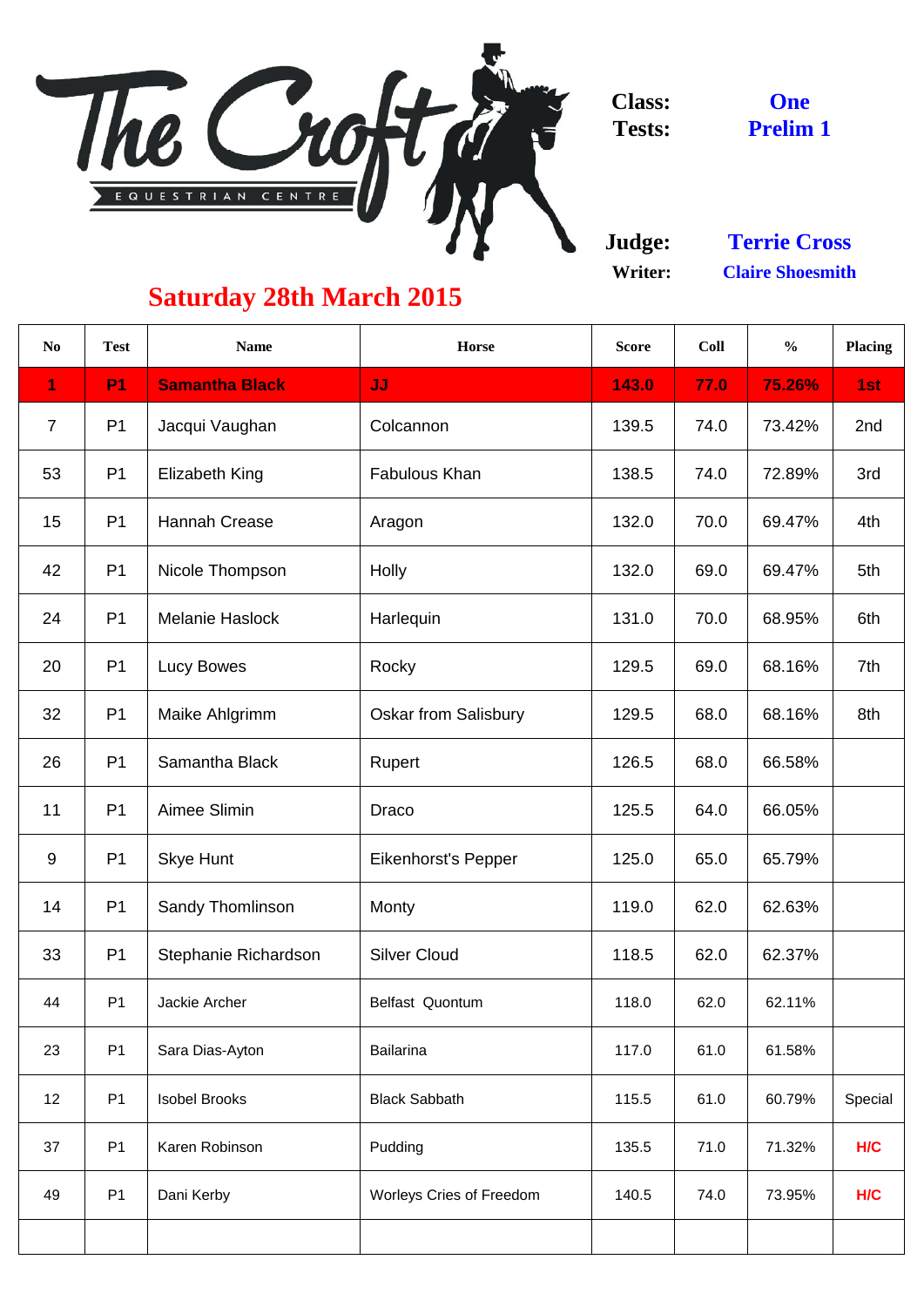# The Croft Equestrian Centre

**Class:** One
**Tests:** Prelim 1

**Judge:** Terrie Cross
**Writer:** Claire Shoesmith

## Saturday 28th March 2015

| No | Test | Name | Horse | Score | Coll | % | Placing |
|---|---|---|---|---|---|---|---|
| 1 | P1 | Samantha Black | JJ | 143.0 | 77.0 | 75.26% | 1st |
| 7 | P1 | Jacqui Vaughan | Colcannon | 139.5 | 74.0 | 73.42% | 2nd |
| 53 | P1 | Elizabeth King | Fabulous Khan | 138.5 | 74.0 | 72.89% | 3rd |
| 15 | P1 | Hannah Crease | Aragon | 132.0 | 70.0 | 69.47% | 4th |
| 42 | P1 | Nicole Thompson | Holly | 132.0 | 69.0 | 69.47% | 5th |
| 24 | P1 | Melanie Haslock | Harlequin | 131.0 | 70.0 | 68.95% | 6th |
| 20 | P1 | Lucy Bowes | Rocky | 129.5 | 69.0 | 68.16% | 7th |
| 32 | P1 | Maike Ahlgrimm | Oskar from Salisbury | 129.5 | 68.0 | 68.16% | 8th |
| 26 | P1 | Samantha Black | Rupert | 126.5 | 68.0 | 66.58% | |
| 11 | P1 | Aimee Slimin | Draco | 125.5 | 64.0 | 66.05% | |
| 9 | P1 | Skye Hunt | Eikenhorst's Pepper | 125.0 | 65.0 | 65.79% | |
| 14 | P1 | Sandy Thomlinson | Monty | 119.0 | 62.0 | 62.63% | |
| 33 | P1 | Stephanie Richardson | Silver Cloud | 118.5 | 62.0 | 62.37% | |
| 44 | P1 | Jackie Archer | Belfast Quontum | 118.0 | 62.0 | 62.11% | |
| 23 | P1 | Sara Dias-Ayton | Bailarina | 117.0 | 61.0 | 61.58% | |
| 12 | P1 | Isobel Brooks | Black Sabbath | 115.5 | 61.0 | 60.79% | Special |
| 37 | P1 | Karen Robinson | Pudding | 135.5 | 71.0 | 71.32% | H/C |
| 49 | P1 | Dani Kerby | Worleys Cries of Freedom | 140.5 | 74.0 | 73.95% | H/C |
| | | | | | | | |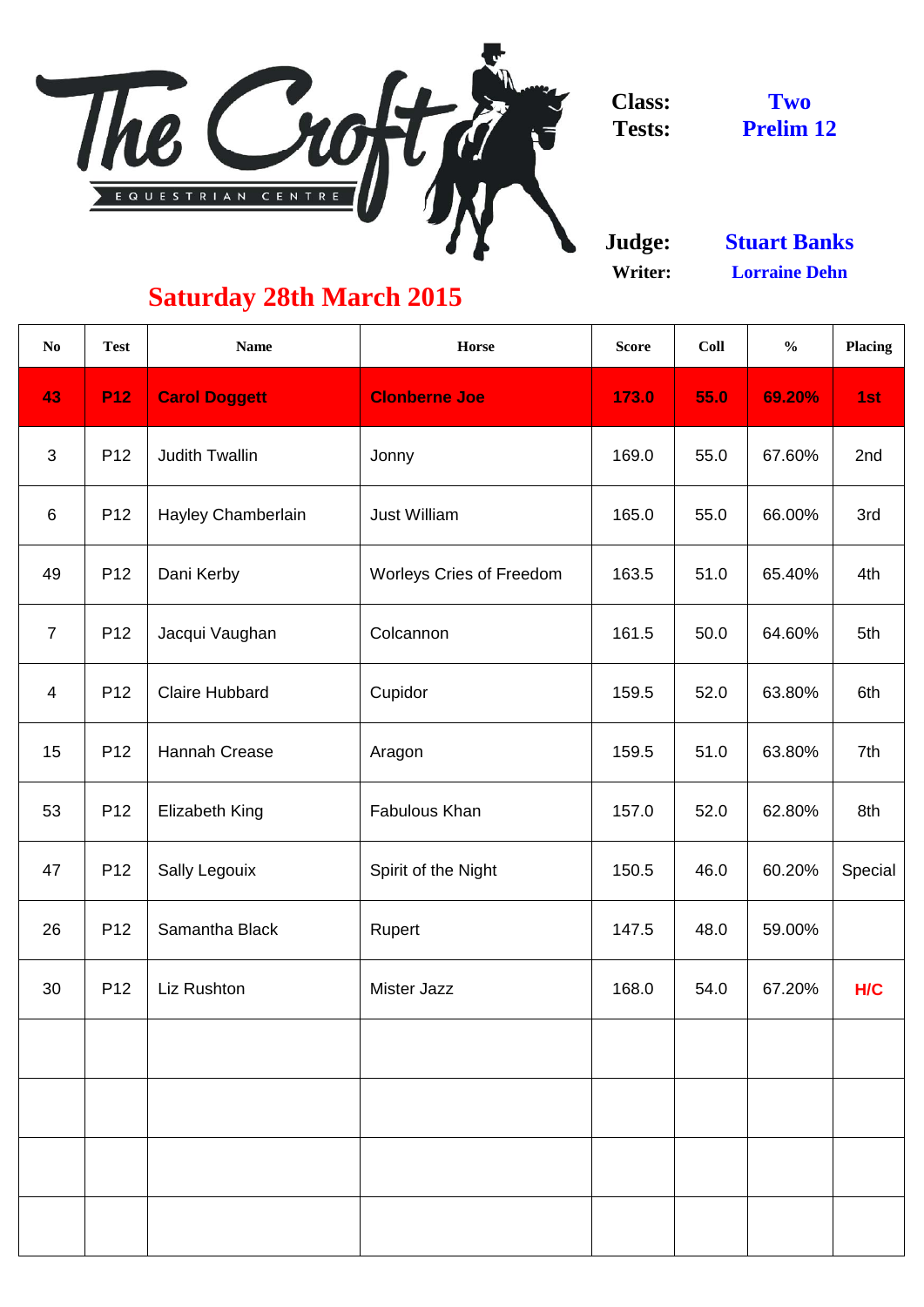The Croft Equestrian Centre

**Class:** Two
**Tests:** Prelim 12

**Judge:** Stuart Banks
**Writer:** Lorraine Dehn

## Saturday 28th March 2015

| No | Test | Name | Horse | Score | Coll | % | Placing |
|---|---|---|---|---|---|---|---|
| **43** | **P12** | **Carol Doggett** | **Clonberne Joe** | **173.0** | **55.0** | **69.20%** | **1st** |
| 3 | P12 | Judith Twallin | Jonny | 169.0 | 55.0 | 67.60% | 2nd |
| 6 | P12 | Hayley Chamberlain | Just William | 165.0 | 55.0 | 66.00% | 3rd |
| 49 | P12 | Dani Kerby | Worleys Cries of Freedom | 163.5 | 51.0 | 65.40% | 4th |
| 7 | P12 | Jacqui Vaughan | Colcannon | 161.5 | 50.0 | 64.60% | 5th |
| 4 | P12 | Claire Hubbard | Cupidor | 159.5 | 52.0 | 63.80% | 6th |
| 15 | P12 | Hannah Crease | Aragon | 159.5 | 51.0 | 63.80% | 7th |
| 53 | P12 | Elizabeth King | Fabulous Khan | 157.0 | 52.0 | 62.80% | 8th |
| 47 | P12 | Sally Legouix | Spirit of the Night | 150.5 | 46.0 | 60.20% | Special |
| 26 | P12 | Samantha Black | Rupert | 147.5 | 48.0 | 59.00% | |
| 30 | P12 | Liz Rushton | Mister Jazz | 168.0 | 54.0 | 67.20% | H/C |
| | | | | | | | |
| | | | | | | | |
| | | | | | | | |
| | | | | | | | |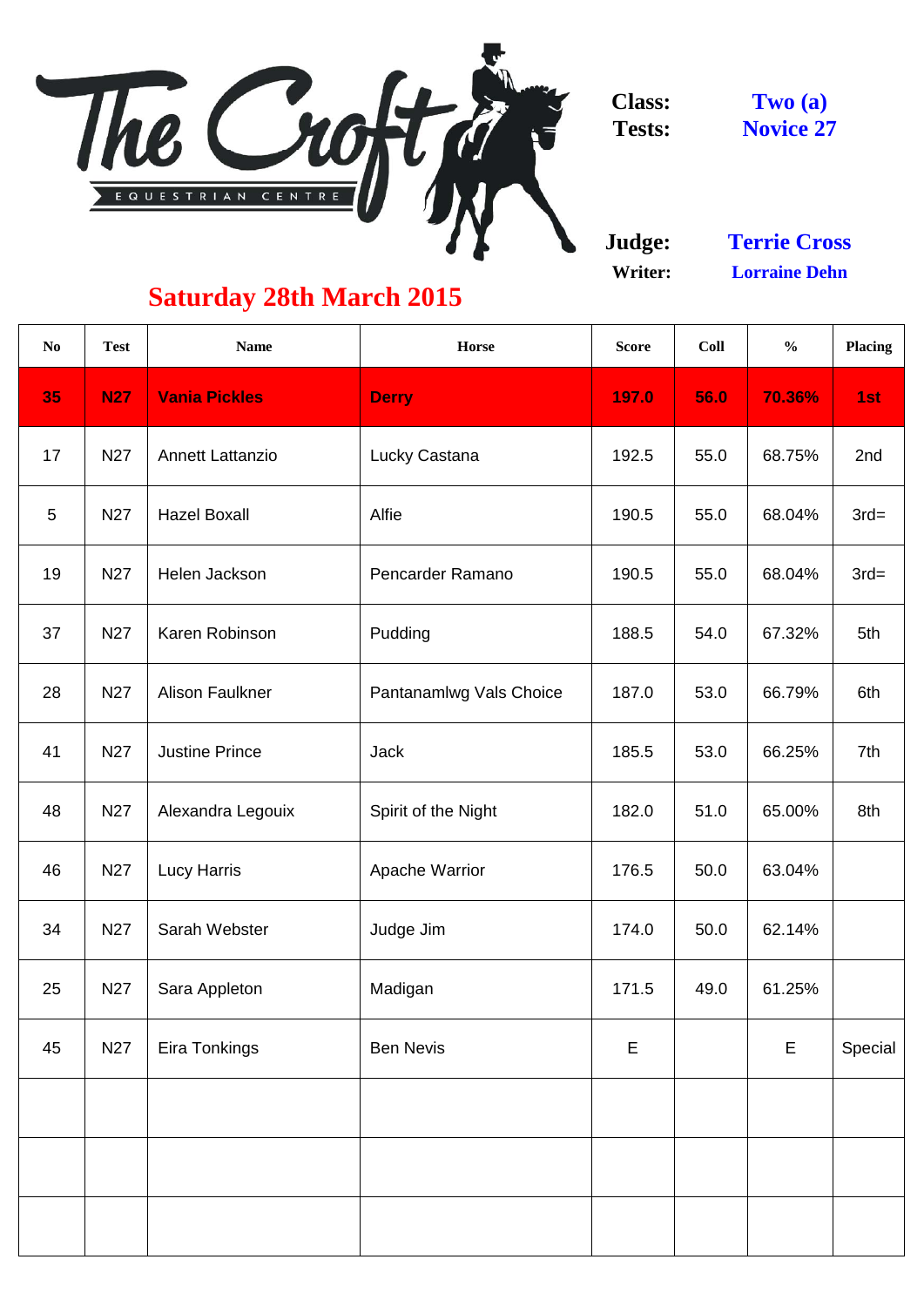# The Croft Equestrian Centre

**Class:** Two (a)
**Tests:** Novice 27

**Judge:** Terrie Cross
**Writer:** Lorraine Dehn

## Saturday 28th March 2015

| No | Test | Name | Horse | Score | Coll | % | Placing |
|---|---|---|---|---|---|---|---|
| **35** | **N27** | **Vania Pickles** | **Derry** | **197.0** | **56.0** | **70.36%** | **1st** |
| 17 | N27 | Annett Lattanzio | Lucky Castana | 192.5 | 55.0 | 68.75% | 2nd |
| 5 | N27 | Hazel Boxall | Alfie | 190.5 | 55.0 | 68.04% | 3rd= |
| 19 | N27 | Helen Jackson | Pencarder Ramano | 190.5 | 55.0 | 68.04% | 3rd= |
| 37 | N27 | Karen Robinson | Pudding | 188.5 | 54.0 | 67.32% | 5th |
| 28 | N27 | Alison Faulkner | Pantanamlwg Vals Choice | 187.0 | 53.0 | 66.79% | 6th |
| 41 | N27 | Justine Prince | Jack | 185.5 | 53.0 | 66.25% | 7th |
| 48 | N27 | Alexandra Legouix | Spirit of the Night | 182.0 | 51.0 | 65.00% | 8th |
| 46 | N27 | Lucy Harris | Apache Warrior | 176.5 | 50.0 | 63.04% | |
| 34 | N27 | Sarah Webster | Judge Jim | 174.0 | 50.0 | 62.14% | |
| 25 | N27 | Sara Appleton | Madigan | 171.5 | 49.0 | 61.25% | |
| 45 | N27 | Eira Tonkings | Ben Nevis | E | | E | Special |
| | | | | | | | |
| | | | | | | | |
| | | | | | | | |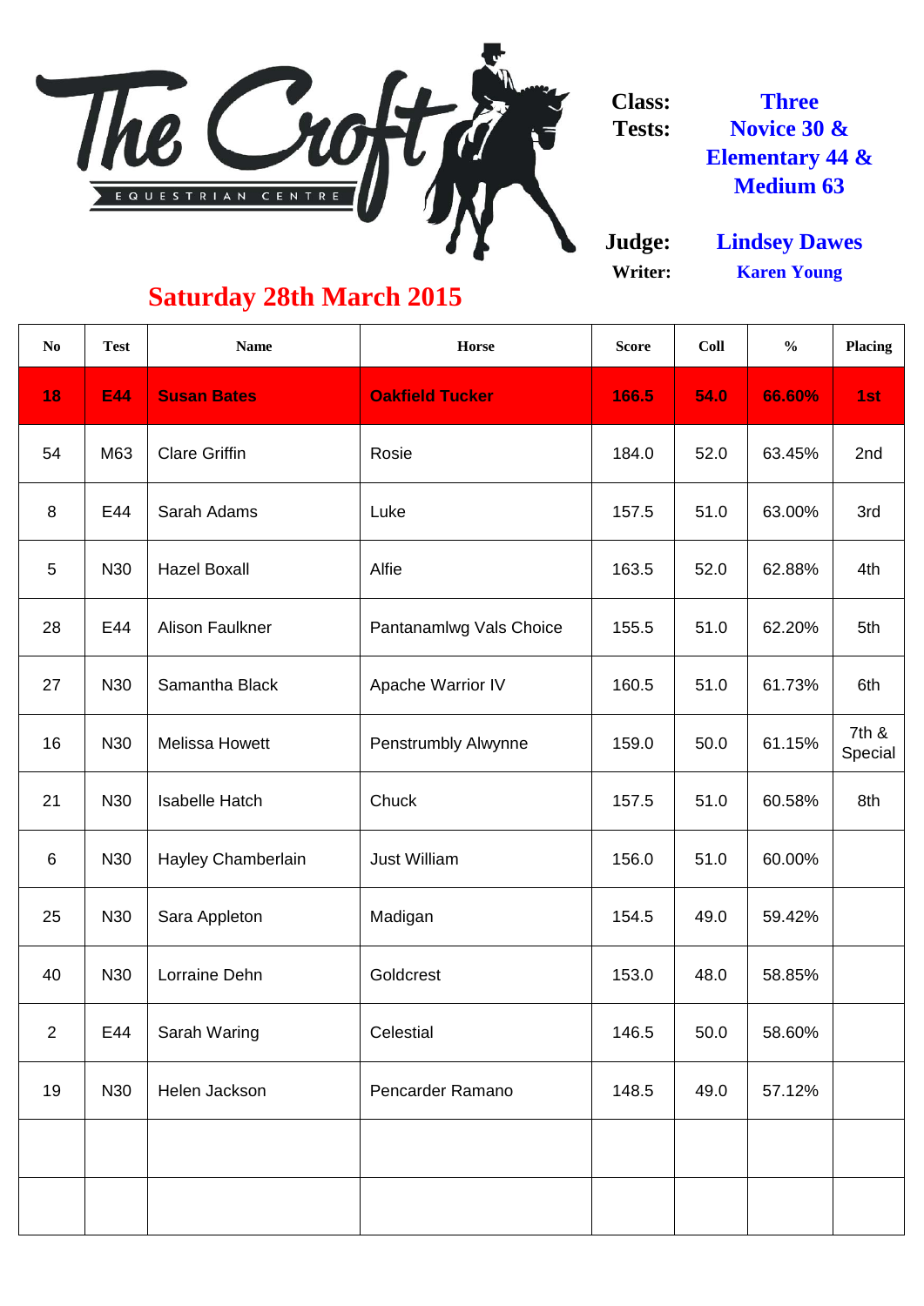The Croft
EQUESTRIAN CENTRE

**Class:** Three

**Tests:** Novice 30 & Elementary 44 & Medium 63

**Judge:** Lindsey Dawes

**Writer:** Karen Young

## Saturday 28th March 2015

| No | Test | Name | Horse | Score | Coll | % | Placing |
|---|---|---|---|---|---|---|---|
| **18** | **E44** | **Susan Bates** | **Oakfield Tucker** | **166.5** | **54.0** | **66.60%** | **1st** |
| 54 | M63 | Clare Griffin | Rosie | 184.0 | 52.0 | 63.45% | 2nd |
| 8 | E44 | Sarah Adams | Luke | 157.5 | 51.0 | 63.00% | 3rd |
| 5 | N30 | Hazel Boxall | Alfie | 163.5 | 52.0 | 62.88% | 4th |
| 28 | E44 | Alison Faulkner | Pantanamlwg Vals Choice | 155.5 | 51.0 | 62.20% | 5th |
| 27 | N30 | Samantha Black | Apache Warrior IV | 160.5 | 51.0 | 61.73% | 6th |
| 16 | N30 | Melissa Howett | Penstrumbly Alwynne | 159.0 | 50.0 | 61.15% | 7th & Special |
| 21 | N30 | Isabelle Hatch | Chuck | 157.5 | 51.0 | 60.58% | 8th |
| 6 | N30 | Hayley Chamberlain | Just William | 156.0 | 51.0 | 60.00% | |
| 25 | N30 | Sara Appleton | Madigan | 154.5 | 49.0 | 59.42% | |
| 40 | N30 | Lorraine Dehn | Goldcrest | 153.0 | 48.0 | 58.85% | |
| 2 | E44 | Sarah Waring | Celestial | 146.5 | 50.0 | 58.60% | |
| 19 | N30 | Helen Jackson | Pencarder Ramano | 148.5 | 49.0 | 57.12% | |
| | | | | | | | |
| | | | | | | | |